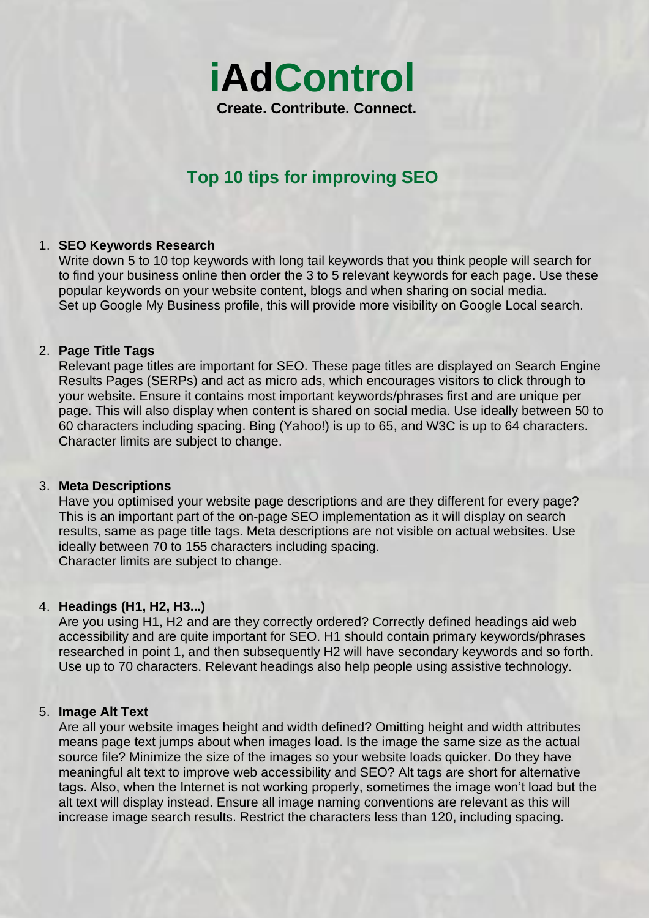# iAdControl

**Create. Contribute. Connect.**

## Top 10 tips for improving SEO

1. **SEO Keywords Research**
   Write down 5 to 10 top keywords with long tail keywords that you think people will search for to find your business online then order the 3 to 5 relevant keywords for each page. Use these popular keywords on your website content, blogs and when sharing on social media.
   Set up Google My Business profile, this will provide more visibility on Google Local search.

2. **Page Title Tags**
   Relevant page titles are important for SEO. These page titles are displayed on Search Engine Results Pages (SERPs) and act as micro ads, which encourages visitors to click through to your website. Ensure it contains most important keywords/phrases first and are unique per page. This will also display when content is shared on social media. Use ideally between 50 to 60 characters including spacing. Bing (Yahoo!) is up to 65, and W3C is up to 64 characters. Character limits are subject to change.

3. **Meta Descriptions**
   Have you optimised your website page descriptions and are they different for every page? This is an important part of the on-page SEO implementation as it will display on search results, same as page title tags. Meta descriptions are not visible on actual websites. Use ideally between 70 to 155 characters including spacing.
   Character limits are subject to change.

4. **Headings (H1, H2, H3...)**
   Are you using H1, H2 and are they correctly ordered? Correctly defined headings aid web accessibility and are quite important for SEO. H1 should contain primary keywords/phrases researched in point 1, and then subsequently H2 will have secondary keywords and so forth. Use up to 70 characters. Relevant headings also help people using assistive technology.

5. **Image Alt Text**
   Are all your website images height and width defined? Omitting height and width attributes means page text jumps about when images load. Is the image the same size as the actual source file? Minimize the size of the images so your website loads quicker. Do they have meaningful alt text to improve web accessibility and SEO? Alt tags are short for alternative tags. Also, when the Internet is not working properly, sometimes the image won't load but the alt text will display instead. Ensure all image naming conventions are relevant as this will increase image search results. Restrict the characters less than 120, including spacing.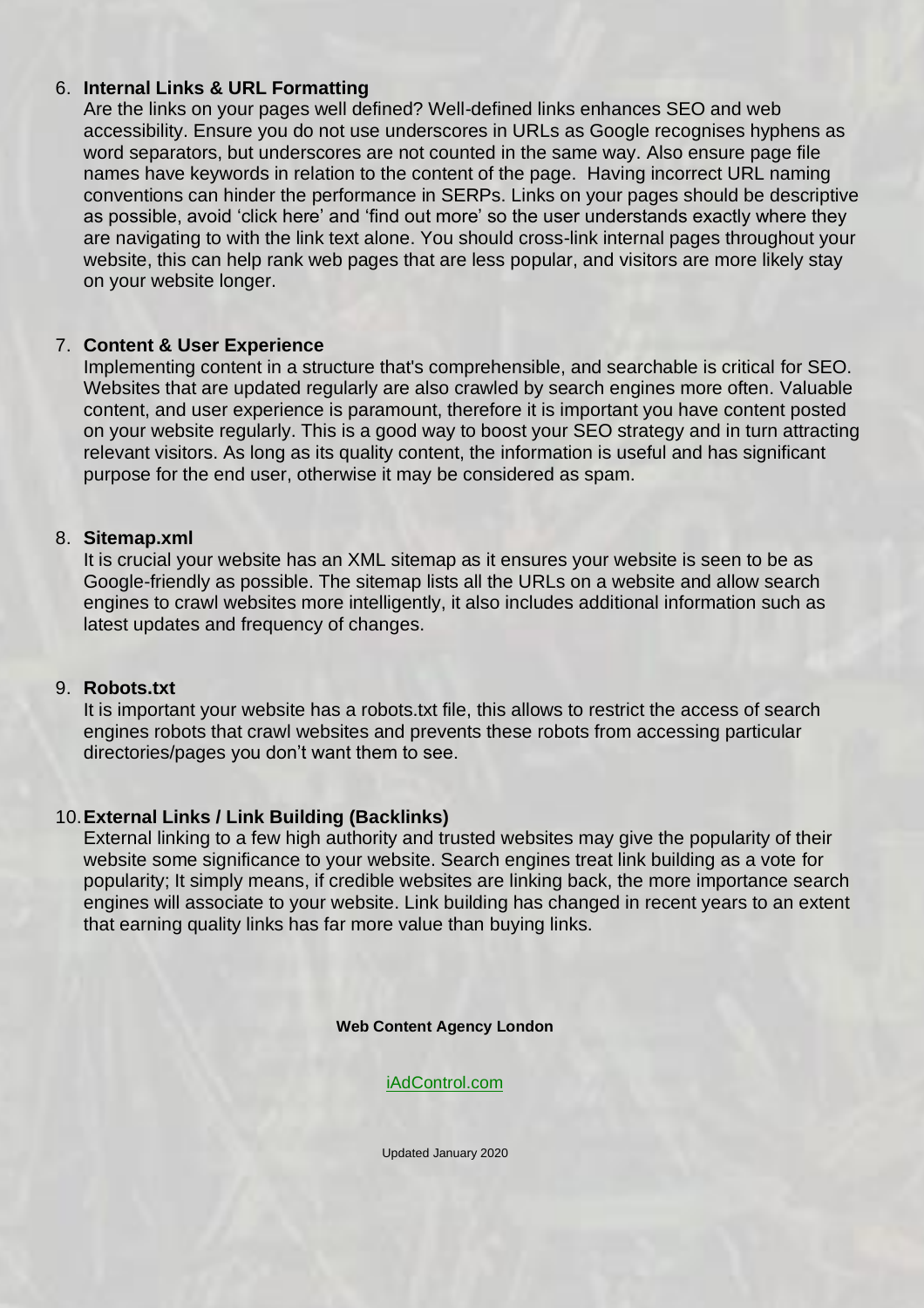6. **Internal Links & URL Formatting**
   Are the links on your pages well defined? Well-defined links enhances SEO and web accessibility. Ensure you do not use underscores in URLs as Google recognises hyphens as word separators, but underscores are not counted in the same way. Also ensure page file names have keywords in relation to the content of the page. Having incorrect URL naming conventions can hinder the performance in SERPs. Links on your pages should be descriptive as possible, avoid 'click here' and 'find out more' so the user understands exactly where they are navigating to with the link text alone. You should cross-link internal pages throughout your website, this can help rank web pages that are less popular, and visitors are more likely stay on your website longer.

7. **Content & User Experience**
   Implementing content in a structure that's comprehensible, and searchable is critical for SEO. Websites that are updated regularly are also crawled by search engines more often. Valuable content, and user experience is paramount, therefore it is important you have content posted on your website regularly. This is a good way to boost your SEO strategy and in turn attracting relevant visitors. As long as its quality content, the information is useful and has significant purpose for the end user, otherwise it may be considered as spam.

8. **Sitemap.xml**
   It is crucial your website has an XML sitemap as it ensures your website is seen to be as Google-friendly as possible. The sitemap lists all the URLs on a website and allow search engines to crawl websites more intelligently, it also includes additional information such as latest updates and frequency of changes.

9. **Robots.txt**
   It is important your website has a robots.txt file, this allows to restrict the access of search engines robots that crawl websites and prevents these robots from accessing particular directories/pages you don't want them to see.

10. **External Links / Link Building (Backlinks)**
    External linking to a few high authority and trusted websites may give the popularity of their website some significance to your website. Search engines treat link building as a vote for popularity; It simply means, if credible websites are linking back, the more importance search engines will associate to your website. Link building has changed in recent years to an extent that earning quality links has far more value than buying links.

**Web Content Agency London**

iAdControl.com

Updated January 2020